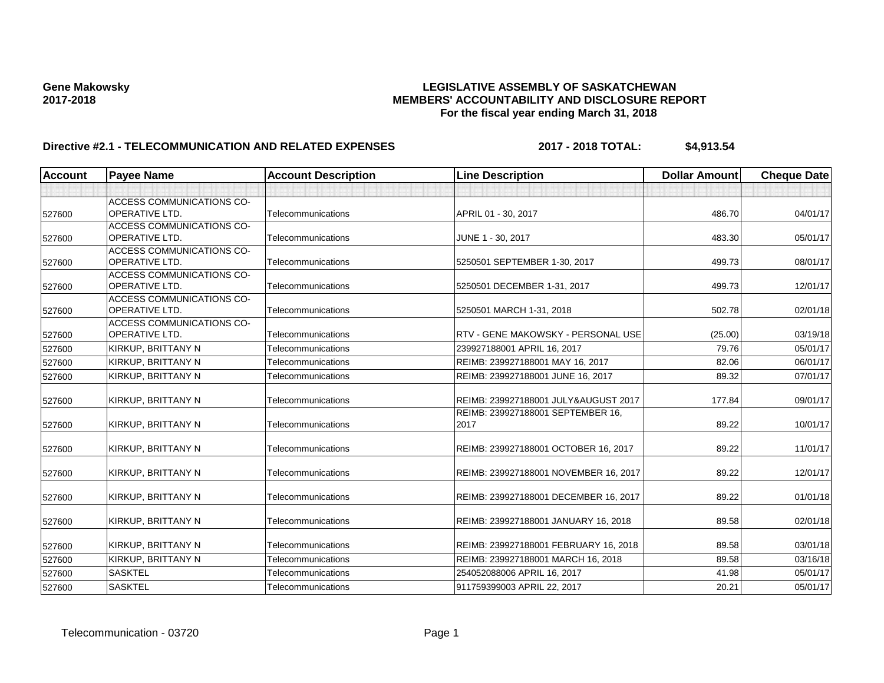**Gene Makowsky**
**2017-2018**

# LEGISLATIVE ASSEMBLY OF SASKATCHEWAN
## MEMBERS' ACCOUNTABILITY AND DISCLOSURE REPORT
### For the fiscal year ending March 31, 2018

**Directive #2.1 - TELECOMMUNICATION AND RELATED EXPENSES** **2017 - 2018 TOTAL: $4,913.54**

| Account | Payee Name | Account Description | Line Description | Dollar Amount | Cheque Date |
|---|---|---|---|---|---|
| | | | | | |
| 527600 | ACCESS COMMUNICATIONS CO-OPERATIVE LTD. | Telecommunications | APRIL 01 - 30, 2017 | 486.70 | 04/01/17 |
| 527600 | ACCESS COMMUNICATIONS CO-OPERATIVE LTD. | Telecommunications | JUNE 1 - 30, 2017 | 483.30 | 05/01/17 |
| 527600 | ACCESS COMMUNICATIONS CO-OPERATIVE LTD. | Telecommunications | 5250501 SEPTEMBER 1-30, 2017 | 499.73 | 08/01/17 |
| 527600 | ACCESS COMMUNICATIONS CO-OPERATIVE LTD. | Telecommunications | 5250501 DECEMBER 1-31, 2017 | 499.73 | 12/01/17 |
| 527600 | ACCESS COMMUNICATIONS CO-OPERATIVE LTD. | Telecommunications | 5250501 MARCH 1-31, 2018 | 502.78 | 02/01/18 |
| 527600 | ACCESS COMMUNICATIONS CO-OPERATIVE LTD. | Telecommunications | RTV - GENE MAKOWSKY - PERSONAL USE | (25.00) | 03/19/18 |
| 527600 | KIRKUP, BRITTANY N | Telecommunications | 239927188001 APRIL 16, 2017 | 79.76 | 05/01/17 |
| 527600 | KIRKUP, BRITTANY N | Telecommunications | REIMB: 239927188001 MAY 16, 2017 | 82.06 | 06/01/17 |
| 527600 | KIRKUP, BRITTANY N | Telecommunications | REIMB: 239927188001 JUNE 16, 2017 | 89.32 | 07/01/17 |
| 527600 | KIRKUP, BRITTANY N | Telecommunications | REIMB: 239927188001 JULY&AUGUST 2017 | 177.84 | 09/01/17 |
| 527600 | KIRKUP, BRITTANY N | Telecommunications | REIMB: 239927188001 SEPTEMBER 16, 2017 | 89.22 | 10/01/17 |
| 527600 | KIRKUP, BRITTANY N | Telecommunications | REIMB: 239927188001 OCTOBER 16, 2017 | 89.22 | 11/01/17 |
| 527600 | KIRKUP, BRITTANY N | Telecommunications | REIMB: 239927188001 NOVEMBER 16, 2017 | 89.22 | 12/01/17 |
| 527600 | KIRKUP, BRITTANY N | Telecommunications | REIMB: 239927188001 DECEMBER 16, 2017 | 89.22 | 01/01/18 |
| 527600 | KIRKUP, BRITTANY N | Telecommunications | REIMB: 239927188001 JANUARY 16, 2018 | 89.58 | 02/01/18 |
| 527600 | KIRKUP, BRITTANY N | Telecommunications | REIMB: 239927188001 FEBRUARY 16, 2018 | 89.58 | 03/01/18 |
| 527600 | KIRKUP, BRITTANY N | Telecommunications | REIMB: 239927188001 MARCH 16, 2018 | 89.58 | 03/16/18 |
| 527600 | SASKTEL | Telecommunications | 254052088006 APRIL 16, 2017 | 41.98 | 05/01/17 |
| 527600 | SASKTEL | Telecommunications | 911759399003 APRIL 22, 2017 | 20.21 | 05/01/17 |

Telecommunication - 03720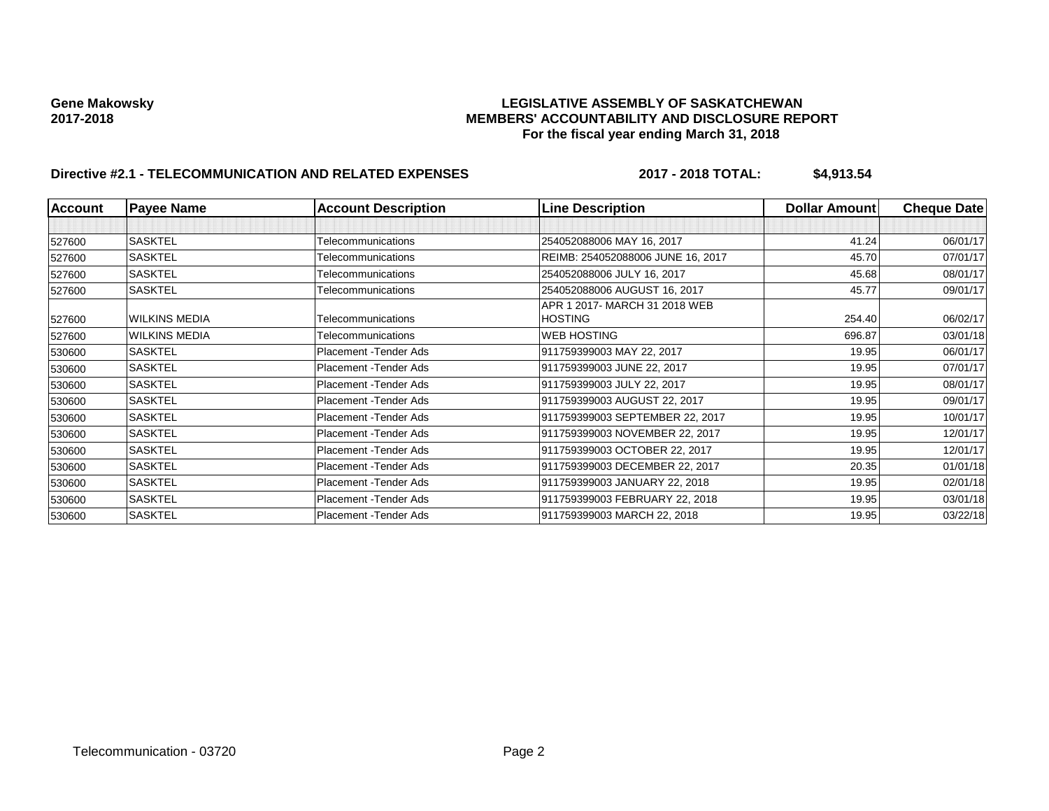**Gene Makowsky**
**2017-2018**

**LEGISLATIVE ASSEMBLY OF SASKATCHEWAN**
**MEMBERS' ACCOUNTABILITY AND DISCLOSURE REPORT**
**For the fiscal year ending March 31, 2018**

**Directive #2.1 - TELECOMMUNICATION AND RELATED EXPENSES** **2017 - 2018 TOTAL: $4,913.54**

| Account | Payee Name | Account Description | Line Description | Dollar Amount | Cheque Date |
|---|---|---|---|---|---|
| | | | | | |
| 527600 | SASKTEL | Telecommunications | 254052088006 MAY 16, 2017 | 41.24 | 06/01/17 |
| 527600 | SASKTEL | Telecommunications | REIMB: 254052088006 JUNE 16, 2017 | 45.70 | 07/01/17 |
| 527600 | SASKTEL | Telecommunications | 254052088006 JULY 16, 2017 | 45.68 | 08/01/17 |
| 527600 | SASKTEL | Telecommunications | 254052088006 AUGUST 16, 2017 | 45.77 | 09/01/17 |
| 527600 | WILKINS MEDIA | Telecommunications | APR 1 2017- MARCH 31 2018 WEB HOSTING | 254.40 | 06/02/17 |
| 527600 | WILKINS MEDIA | Telecommunications | WEB HOSTING | 696.87 | 03/01/18 |
| 530600 | SASKTEL | Placement -Tender Ads | 911759399003 MAY 22, 2017 | 19.95 | 06/01/17 |
| 530600 | SASKTEL | Placement -Tender Ads | 911759399003 JUNE 22, 2017 | 19.95 | 07/01/17 |
| 530600 | SASKTEL | Placement -Tender Ads | 911759399003 JULY 22, 2017 | 19.95 | 08/01/17 |
| 530600 | SASKTEL | Placement -Tender Ads | 911759399003 AUGUST 22, 2017 | 19.95 | 09/01/17 |
| 530600 | SASKTEL | Placement -Tender Ads | 911759399003 SEPTEMBER 22, 2017 | 19.95 | 10/01/17 |
| 530600 | SASKTEL | Placement -Tender Ads | 911759399003 NOVEMBER 22, 2017 | 19.95 | 12/01/17 |
| 530600 | SASKTEL | Placement -Tender Ads | 911759399003 OCTOBER 22, 2017 | 19.95 | 12/01/17 |
| 530600 | SASKTEL | Placement -Tender Ads | 911759399003 DECEMBER 22, 2017 | 20.35 | 01/01/18 |
| 530600 | SASKTEL | Placement -Tender Ads | 911759399003 JANUARY 22, 2018 | 19.95 | 02/01/18 |
| 530600 | SASKTEL | Placement -Tender Ads | 911759399003 FEBRUARY 22, 2018 | 19.95 | 03/01/18 |
| 530600 | SASKTEL | Placement -Tender Ads | 911759399003 MARCH 22, 2018 | 19.95 | 03/22/18 |

Telecommunication - 03720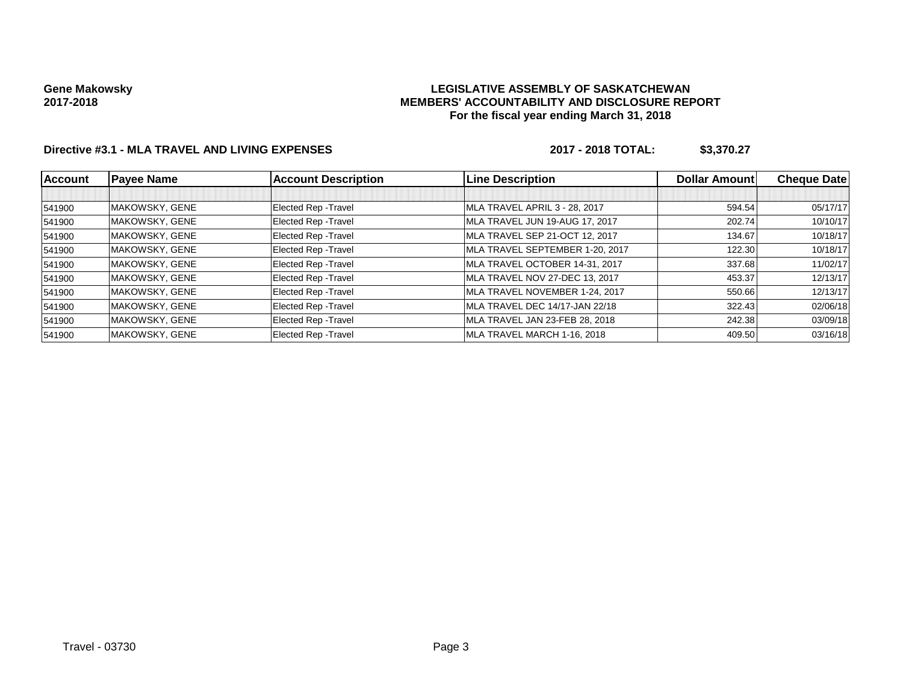**Gene Makowsky**
**2017-2018**

**LEGISLATIVE ASSEMBLY OF SASKATCHEWAN**
**MEMBERS' ACCOUNTABILITY AND DISCLOSURE REPORT**
**For the fiscal year ending March 31, 2018**

**Directive #3.1 - MLA TRAVEL AND LIVING EXPENSES** **2017 - 2018 TOTAL: $3,370.27**

| Account | Payee Name | Account Description | Line Description | Dollar Amount | Cheque Date |
|---|---|---|---|---|---|
| | | | | | |
| 541900 | MAKOWSKY, GENE | Elected Rep -Travel | MLA TRAVEL APRIL 3 - 28, 2017 | 594.54 | 05/17/17 |
| 541900 | MAKOWSKY, GENE | Elected Rep -Travel | MLA TRAVEL JUN 19-AUG 17, 2017 | 202.74 | 10/10/17 |
| 541900 | MAKOWSKY, GENE | Elected Rep -Travel | MLA TRAVEL SEP 21-OCT 12, 2017 | 134.67 | 10/18/17 |
| 541900 | MAKOWSKY, GENE | Elected Rep -Travel | MLA TRAVEL SEPTEMBER 1-20, 2017 | 122.30 | 10/18/17 |
| 541900 | MAKOWSKY, GENE | Elected Rep -Travel | MLA TRAVEL OCTOBER 14-31, 2017 | 337.68 | 11/02/17 |
| 541900 | MAKOWSKY, GENE | Elected Rep -Travel | MLA TRAVEL NOV 27-DEC 13, 2017 | 453.37 | 12/13/17 |
| 541900 | MAKOWSKY, GENE | Elected Rep -Travel | MLA TRAVEL NOVEMBER 1-24, 2017 | 550.66 | 12/13/17 |
| 541900 | MAKOWSKY, GENE | Elected Rep -Travel | MLA TRAVEL DEC 14/17-JAN 22/18 | 322.43 | 02/06/18 |
| 541900 | MAKOWSKY, GENE | Elected Rep -Travel | MLA TRAVEL JAN 23-FEB 28, 2018 | 242.38 | 03/09/18 |
| 541900 | MAKOWSKY, GENE | Elected Rep -Travel | MLA TRAVEL MARCH 1-16, 2018 | 409.50 | 03/16/18 |

Travel - 03730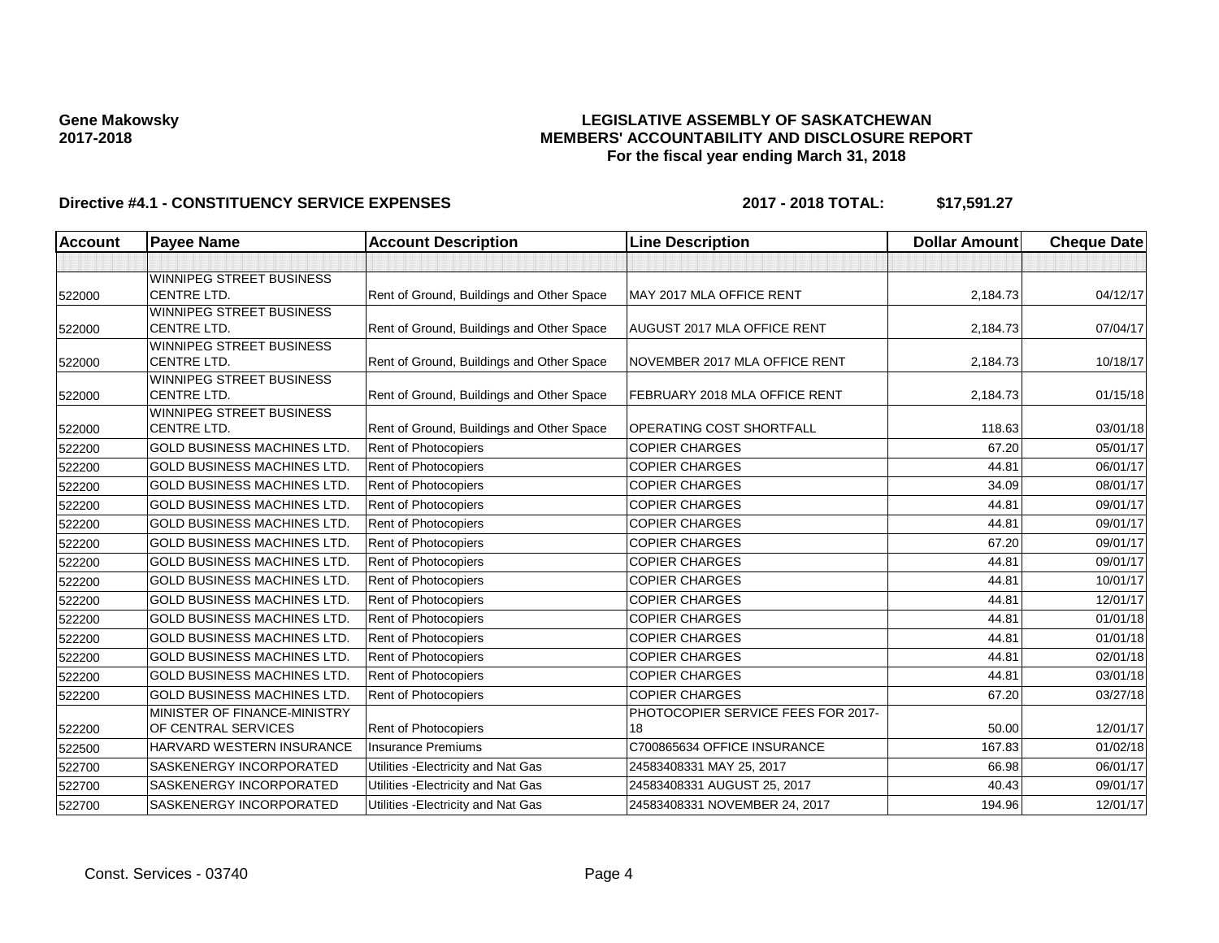**Gene Makowsky**
**2017-2018**

# LEGISLATIVE ASSEMBLY OF SASKATCHEWAN
## MEMBERS' ACCOUNTABILITY AND DISCLOSURE REPORT
### For the fiscal year ending March 31, 2018

**Directive #4.1 - CONSTITUENCY SERVICE EXPENSES** **2017 - 2018 TOTAL: $17,591.27**

| Account | Payee Name | Account Description | Line Description | Dollar Amount | Cheque Date |
|---|---|---|---|---|---|
| | | | | | |
| 522000 | WINNIPEG STREET BUSINESS CENTRE LTD. | Rent of Ground, Buildings and Other Space | MAY 2017 MLA OFFICE RENT | 2,184.73 | 04/12/17 |
| 522000 | WINNIPEG STREET BUSINESS CENTRE LTD. | Rent of Ground, Buildings and Other Space | AUGUST 2017 MLA OFFICE RENT | 2,184.73 | 07/04/17 |
| 522000 | WINNIPEG STREET BUSINESS CENTRE LTD. | Rent of Ground, Buildings and Other Space | NOVEMBER 2017 MLA OFFICE RENT | 2,184.73 | 10/18/17 |
| 522000 | WINNIPEG STREET BUSINESS CENTRE LTD. | Rent of Ground, Buildings and Other Space | FEBRUARY 2018 MLA OFFICE RENT | 2,184.73 | 01/15/18 |
| 522000 | WINNIPEG STREET BUSINESS CENTRE LTD. | Rent of Ground, Buildings and Other Space | OPERATING COST SHORTFALL | 118.63 | 03/01/18 |
| 522200 | GOLD BUSINESS MACHINES LTD. | Rent of Photocopiers | COPIER CHARGES | 67.20 | 05/01/17 |
| 522200 | GOLD BUSINESS MACHINES LTD. | Rent of Photocopiers | COPIER CHARGES | 44.81 | 06/01/17 |
| 522200 | GOLD BUSINESS MACHINES LTD. | Rent of Photocopiers | COPIER CHARGES | 34.09 | 08/01/17 |
| 522200 | GOLD BUSINESS MACHINES LTD. | Rent of Photocopiers | COPIER CHARGES | 44.81 | 09/01/17 |
| 522200 | GOLD BUSINESS MACHINES LTD. | Rent of Photocopiers | COPIER CHARGES | 44.81 | 09/01/17 |
| 522200 | GOLD BUSINESS MACHINES LTD. | Rent of Photocopiers | COPIER CHARGES | 67.20 | 09/01/17 |
| 522200 | GOLD BUSINESS MACHINES LTD. | Rent of Photocopiers | COPIER CHARGES | 44.81 | 09/01/17 |
| 522200 | GOLD BUSINESS MACHINES LTD. | Rent of Photocopiers | COPIER CHARGES | 44.81 | 10/01/17 |
| 522200 | GOLD BUSINESS MACHINES LTD. | Rent of Photocopiers | COPIER CHARGES | 44.81 | 12/01/17 |
| 522200 | GOLD BUSINESS MACHINES LTD. | Rent of Photocopiers | COPIER CHARGES | 44.81 | 01/01/18 |
| 522200 | GOLD BUSINESS MACHINES LTD. | Rent of Photocopiers | COPIER CHARGES | 44.81 | 01/01/18 |
| 522200 | GOLD BUSINESS MACHINES LTD. | Rent of Photocopiers | COPIER CHARGES | 44.81 | 02/01/18 |
| 522200 | GOLD BUSINESS MACHINES LTD. | Rent of Photocopiers | COPIER CHARGES | 44.81 | 03/01/18 |
| 522200 | GOLD BUSINESS MACHINES LTD. | Rent of Photocopiers | COPIER CHARGES | 67.20 | 03/27/18 |
| 522200 | MINISTER OF FINANCE-MINISTRY OF CENTRAL SERVICES | Rent of Photocopiers | PHOTOCOPIER SERVICE FEES FOR 2017-18 | 50.00 | 12/01/17 |
| 522500 | HARVARD WESTERN INSURANCE | Insurance Premiums | C700865634 OFFICE INSURANCE | 167.83 | 01/02/18 |
| 522700 | SASKENERGY INCORPORATED | Utilities -Electricity and Nat Gas | 24583408331 MAY 25, 2017 | 66.98 | 06/01/17 |
| 522700 | SASKENERGY INCORPORATED | Utilities -Electricity and Nat Gas | 24583408331 AUGUST 25, 2017 | 40.43 | 09/01/17 |
| 522700 | SASKENERGY INCORPORATED | Utilities -Electricity and Nat Gas | 24583408331 NOVEMBER 24, 2017 | 194.96 | 12/01/17 |

Const. Services - 03740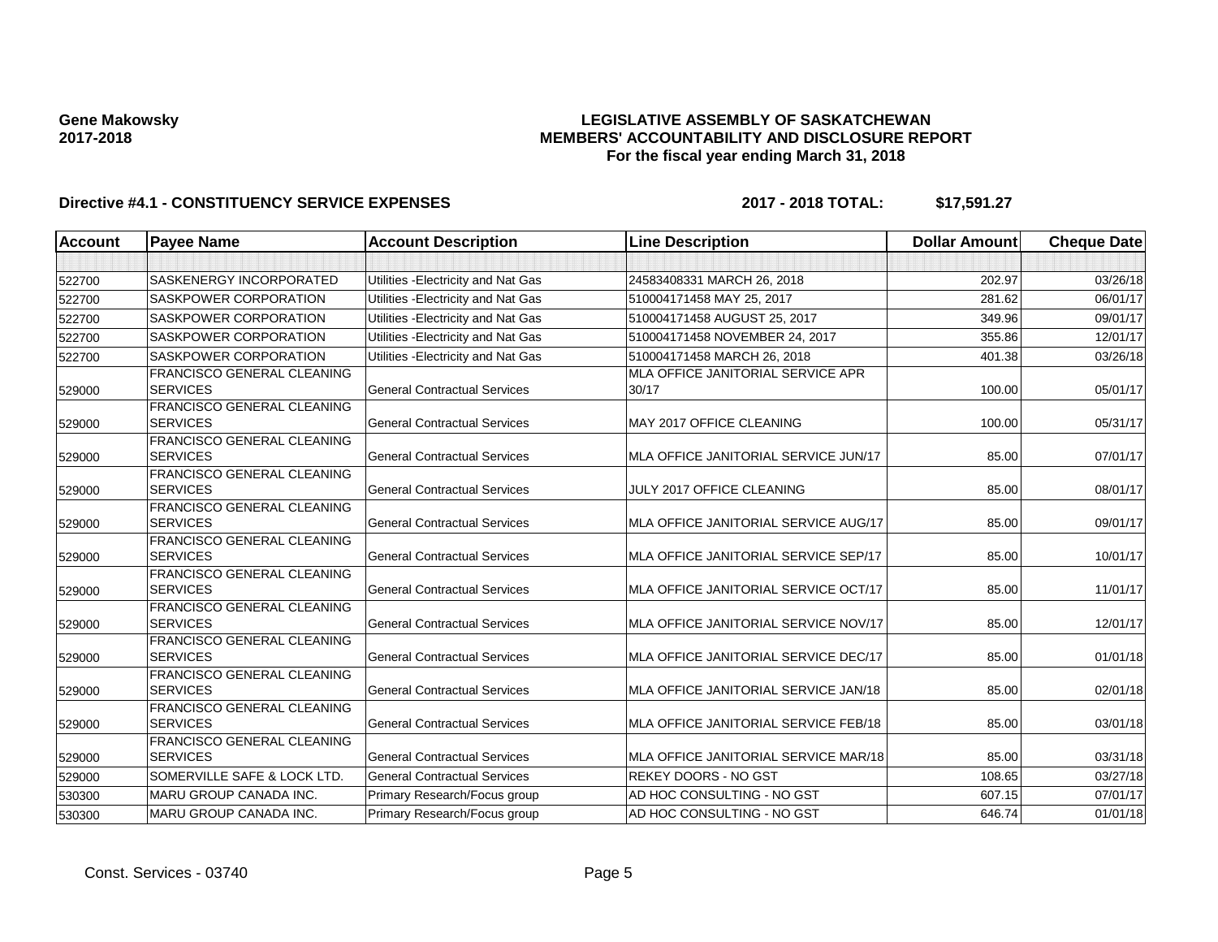**Gene Makowsky**
**2017-2018**

**LEGISLATIVE ASSEMBLY OF SASKATCHEWAN**
**MEMBERS' ACCOUNTABILITY AND DISCLOSURE REPORT**
**For the fiscal year ending March 31, 2018**

**Directive #4.1 - CONSTITUENCY SERVICE EXPENSES** **2017 - 2018 TOTAL: $17,591.27**

| Account | Payee Name | Account Description | Line Description | Dollar Amount | Cheque Date |
|---|---|---|---|---|---|
| | | | | | |
| 522700 | SASKENERGY INCORPORATED | Utilities -Electricity and Nat Gas | 24583408331 MARCH 26, 2018 | 202.97 | 03/26/18 |
| 522700 | SASKPOWER CORPORATION | Utilities -Electricity and Nat Gas | 510004171458 MAY 25, 2017 | 281.62 | 06/01/17 |
| 522700 | SASKPOWER CORPORATION | Utilities -Electricity and Nat Gas | 510004171458 AUGUST 25, 2017 | 349.96 | 09/01/17 |
| 522700 | SASKPOWER CORPORATION | Utilities -Electricity and Nat Gas | 510004171458 NOVEMBER 24, 2017 | 355.86 | 12/01/17 |
| 522700 | SASKPOWER CORPORATION | Utilities -Electricity and Nat Gas | 510004171458 MARCH 26, 2018 | 401.38 | 03/26/18 |
| 529000 | FRANCISCO GENERAL CLEANING SERVICES | General Contractual Services | MLA OFFICE JANITORIAL SERVICE APR 30/17 | 100.00 | 05/01/17 |
| 529000 | FRANCISCO GENERAL CLEANING SERVICES | General Contractual Services | MAY 2017 OFFICE CLEANING | 100.00 | 05/31/17 |
| 529000 | FRANCISCO GENERAL CLEANING SERVICES | General Contractual Services | MLA OFFICE JANITORIAL SERVICE JUN/17 | 85.00 | 07/01/17 |
| 529000 | FRANCISCO GENERAL CLEANING SERVICES | General Contractual Services | JULY 2017 OFFICE CLEANING | 85.00 | 08/01/17 |
| 529000 | FRANCISCO GENERAL CLEANING SERVICES | General Contractual Services | MLA OFFICE JANITORIAL SERVICE AUG/17 | 85.00 | 09/01/17 |
| 529000 | FRANCISCO GENERAL CLEANING SERVICES | General Contractual Services | MLA OFFICE JANITORIAL SERVICE SEP/17 | 85.00 | 10/01/17 |
| 529000 | FRANCISCO GENERAL CLEANING SERVICES | General Contractual Services | MLA OFFICE JANITORIAL SERVICE OCT/17 | 85.00 | 11/01/17 |
| 529000 | FRANCISCO GENERAL CLEANING SERVICES | General Contractual Services | MLA OFFICE JANITORIAL SERVICE NOV/17 | 85.00 | 12/01/17 |
| 529000 | FRANCISCO GENERAL CLEANING SERVICES | General Contractual Services | MLA OFFICE JANITORIAL SERVICE DEC/17 | 85.00 | 01/01/18 |
| 529000 | FRANCISCO GENERAL CLEANING SERVICES | General Contractual Services | MLA OFFICE JANITORIAL SERVICE JAN/18 | 85.00 | 02/01/18 |
| 529000 | FRANCISCO GENERAL CLEANING SERVICES | General Contractual Services | MLA OFFICE JANITORIAL SERVICE FEB/18 | 85.00 | 03/01/18 |
| 529000 | FRANCISCO GENERAL CLEANING SERVICES | General Contractual Services | MLA OFFICE JANITORIAL SERVICE MAR/18 | 85.00 | 03/31/18 |
| 529000 | SOMERVILLE SAFE & LOCK LTD. | General Contractual Services | REKEY DOORS - NO GST | 108.65 | 03/27/18 |
| 530300 | MARU GROUP CANADA INC. | Primary Research/Focus group | AD HOC CONSULTING - NO GST | 607.15 | 07/01/17 |
| 530300 | MARU GROUP CANADA INC. | Primary Research/Focus group | AD HOC CONSULTING - NO GST | 646.74 | 01/01/18 |

Const. Services - 03740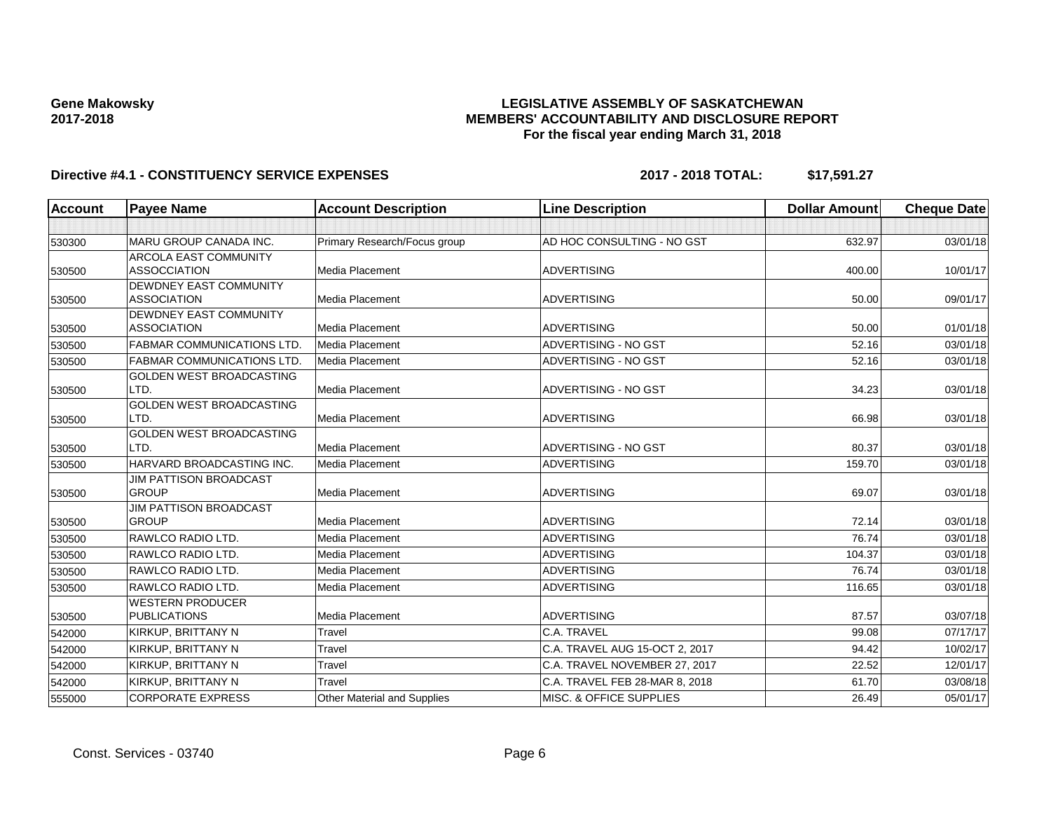**Gene Makowsky**
**2017-2018**

# LEGISLATIVE ASSEMBLY OF SASKATCHEWAN
## MEMBERS' ACCOUNTABILITY AND DISCLOSURE REPORT
### For the fiscal year ending March 31, 2018

**Directive #4.1 - CONSTITUENCY SERVICE EXPENSES** **2017 - 2018 TOTAL: $17,591.27**

| Account | Payee Name | Account Description | Line Description | Dollar Amount | Cheque Date |
|---|---|---|---|---|---|
| | | | | | |
| 530300 | MARU GROUP CANADA INC. | Primary Research/Focus group | AD HOC CONSULTING - NO GST | 632.97 | 03/01/18 |
| 530500 | ARCOLA EAST COMMUNITY ASSOCCIATION | Media Placement | ADVERTISING | 400.00 | 10/01/17 |
| 530500 | DEWDNEY EAST COMMUNITY ASSOCIATION | Media Placement | ADVERTISING | 50.00 | 09/01/17 |
| 530500 | DEWDNEY EAST COMMUNITY ASSOCIATION | Media Placement | ADVERTISING | 50.00 | 01/01/18 |
| 530500 | FABMAR COMMUNICATIONS LTD. | Media Placement | ADVERTISING - NO GST | 52.16 | 03/01/18 |
| 530500 | FABMAR COMMUNICATIONS LTD. | Media Placement | ADVERTISING - NO GST | 52.16 | 03/01/18 |
| 530500 | GOLDEN WEST BROADCASTING LTD. | Media Placement | ADVERTISING - NO GST | 34.23 | 03/01/18 |
| 530500 | GOLDEN WEST BROADCASTING LTD. | Media Placement | ADVERTISING | 66.98 | 03/01/18 |
| 530500 | GOLDEN WEST BROADCASTING LTD. | Media Placement | ADVERTISING - NO GST | 80.37 | 03/01/18 |
| 530500 | HARVARD BROADCASTING INC. | Media Placement | ADVERTISING | 159.70 | 03/01/18 |
| 530500 | JIM PATTISON BROADCAST GROUP | Media Placement | ADVERTISING | 69.07 | 03/01/18 |
| 530500 | JIM PATTISON BROADCAST GROUP | Media Placement | ADVERTISING | 72.14 | 03/01/18 |
| 530500 | RAWLCO RADIO LTD. | Media Placement | ADVERTISING | 76.74 | 03/01/18 |
| 530500 | RAWLCO RADIO LTD. | Media Placement | ADVERTISING | 104.37 | 03/01/18 |
| 530500 | RAWLCO RADIO LTD. | Media Placement | ADVERTISING | 76.74 | 03/01/18 |
| 530500 | RAWLCO RADIO LTD. | Media Placement | ADVERTISING | 116.65 | 03/01/18 |
| 530500 | WESTERN PRODUCER PUBLICATIONS | Media Placement | ADVERTISING | 87.57 | 03/07/18 |
| 542000 | KIRKUP, BRITTANY N | Travel | C.A. TRAVEL | 99.08 | 07/17/17 |
| 542000 | KIRKUP, BRITTANY N | Travel | C.A. TRAVEL AUG 15-OCT 2, 2017 | 94.42 | 10/02/17 |
| 542000 | KIRKUP, BRITTANY N | Travel | C.A. TRAVEL NOVEMBER 27, 2017 | 22.52 | 12/01/17 |
| 542000 | KIRKUP, BRITTANY N | Travel | C.A. TRAVEL FEB 28-MAR 8, 2018 | 61.70 | 03/08/18 |
| 555000 | CORPORATE EXPRESS | Other Material and Supplies | MISC. & OFFICE SUPPLIES | 26.49 | 05/01/17 |

Const. Services - 03740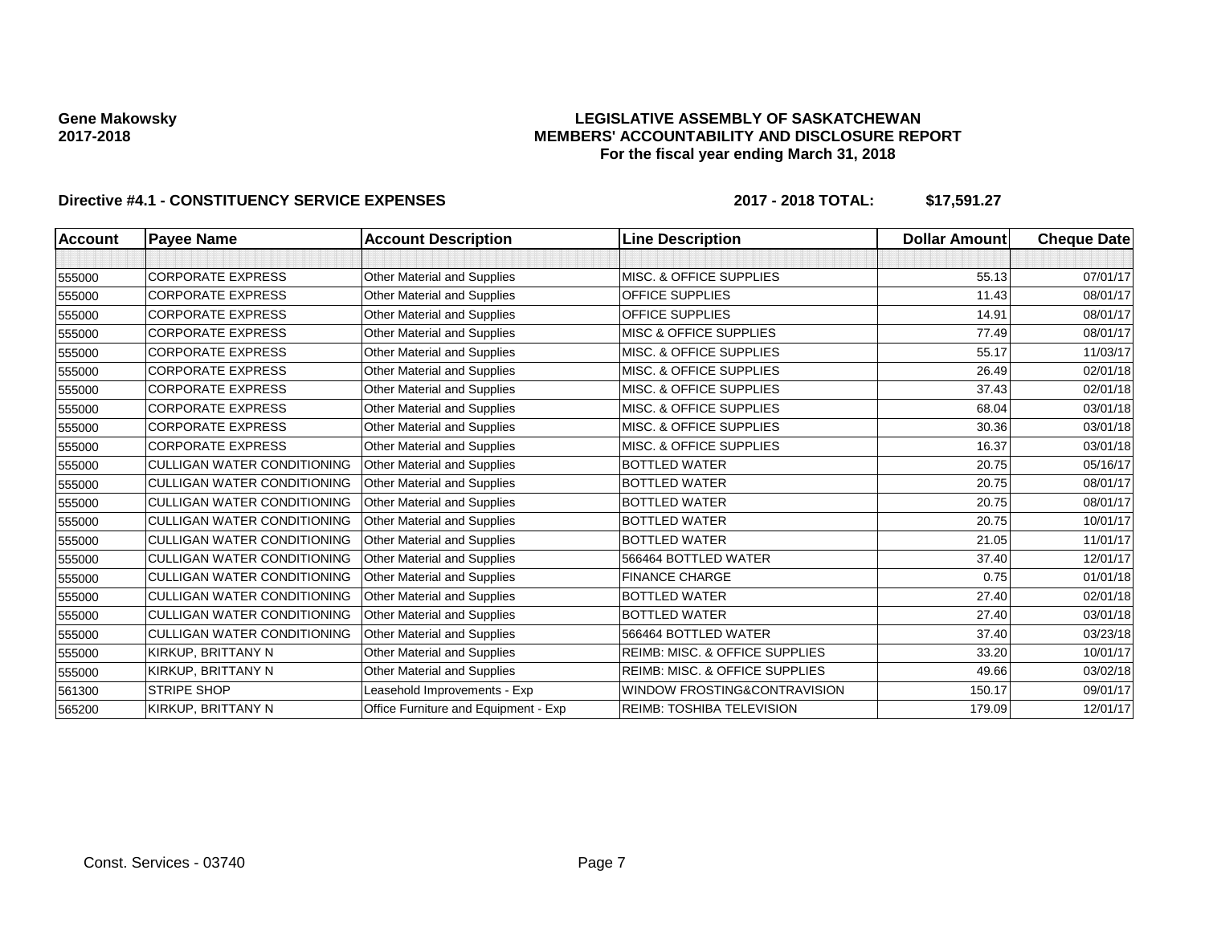**Gene Makowsky**
**2017-2018**

**LEGISLATIVE ASSEMBLY OF SASKATCHEWAN**
**MEMBERS' ACCOUNTABILITY AND DISCLOSURE REPORT**
**For the fiscal year ending March 31, 2018**

**Directive #4.1 - CONSTITUENCY SERVICE EXPENSES** **2017 - 2018 TOTAL: $17,591.27**

| Account | Payee Name | Account Description | Line Description | Dollar Amount | Cheque Date |
|---|---|---|---|---|---|
| | | | | | |
| 555000 | CORPORATE EXPRESS | Other Material and Supplies | MISC. & OFFICE SUPPLIES | 55.13 | 07/01/17 |
| 555000 | CORPORATE EXPRESS | Other Material and Supplies | OFFICE SUPPLIES | 11.43 | 08/01/17 |
| 555000 | CORPORATE EXPRESS | Other Material and Supplies | OFFICE SUPPLIES | 14.91 | 08/01/17 |
| 555000 | CORPORATE EXPRESS | Other Material and Supplies | MISC & OFFICE SUPPLIES | 77.49 | 08/01/17 |
| 555000 | CORPORATE EXPRESS | Other Material and Supplies | MISC. & OFFICE SUPPLIES | 55.17 | 11/03/17 |
| 555000 | CORPORATE EXPRESS | Other Material and Supplies | MISC. & OFFICE SUPPLIES | 26.49 | 02/01/18 |
| 555000 | CORPORATE EXPRESS | Other Material and Supplies | MISC. & OFFICE SUPPLIES | 37.43 | 02/01/18 |
| 555000 | CORPORATE EXPRESS | Other Material and Supplies | MISC. & OFFICE SUPPLIES | 68.04 | 03/01/18 |
| 555000 | CORPORATE EXPRESS | Other Material and Supplies | MISC. & OFFICE SUPPLIES | 30.36 | 03/01/18 |
| 555000 | CORPORATE EXPRESS | Other Material and Supplies | MISC. & OFFICE SUPPLIES | 16.37 | 03/01/18 |
| 555000 | CULLIGAN WATER CONDITIONING | Other Material and Supplies | BOTTLED WATER | 20.75 | 05/16/17 |
| 555000 | CULLIGAN WATER CONDITIONING | Other Material and Supplies | BOTTLED WATER | 20.75 | 08/01/17 |
| 555000 | CULLIGAN WATER CONDITIONING | Other Material and Supplies | BOTTLED WATER | 20.75 | 08/01/17 |
| 555000 | CULLIGAN WATER CONDITIONING | Other Material and Supplies | BOTTLED WATER | 20.75 | 10/01/17 |
| 555000 | CULLIGAN WATER CONDITIONING | Other Material and Supplies | BOTTLED WATER | 21.05 | 11/01/17 |
| 555000 | CULLIGAN WATER CONDITIONING | Other Material and Supplies | 566464 BOTTLED WATER | 37.40 | 12/01/17 |
| 555000 | CULLIGAN WATER CONDITIONING | Other Material and Supplies | FINANCE CHARGE | 0.75 | 01/01/18 |
| 555000 | CULLIGAN WATER CONDITIONING | Other Material and Supplies | BOTTLED WATER | 27.40 | 02/01/18 |
| 555000 | CULLIGAN WATER CONDITIONING | Other Material and Supplies | BOTTLED WATER | 27.40 | 03/01/18 |
| 555000 | CULLIGAN WATER CONDITIONING | Other Material and Supplies | 566464 BOTTLED WATER | 37.40 | 03/23/18 |
| 555000 | KIRKUP, BRITTANY N | Other Material and Supplies | REIMB: MISC. & OFFICE SUPPLIES | 33.20 | 10/01/17 |
| 555000 | KIRKUP, BRITTANY N | Other Material and Supplies | REIMB: MISC. & OFFICE SUPPLIES | 49.66 | 03/02/18 |
| 561300 | STRIPE SHOP | Leasehold Improvements - Exp | WINDOW FROSTING&CONTRAVISION | 150.17 | 09/01/17 |
| 565200 | KIRKUP, BRITTANY N | Office Furniture and Equipment - Exp | REIMB: TOSHIBA TELEVISION | 179.09 | 12/01/17 |

Const. Services - 03740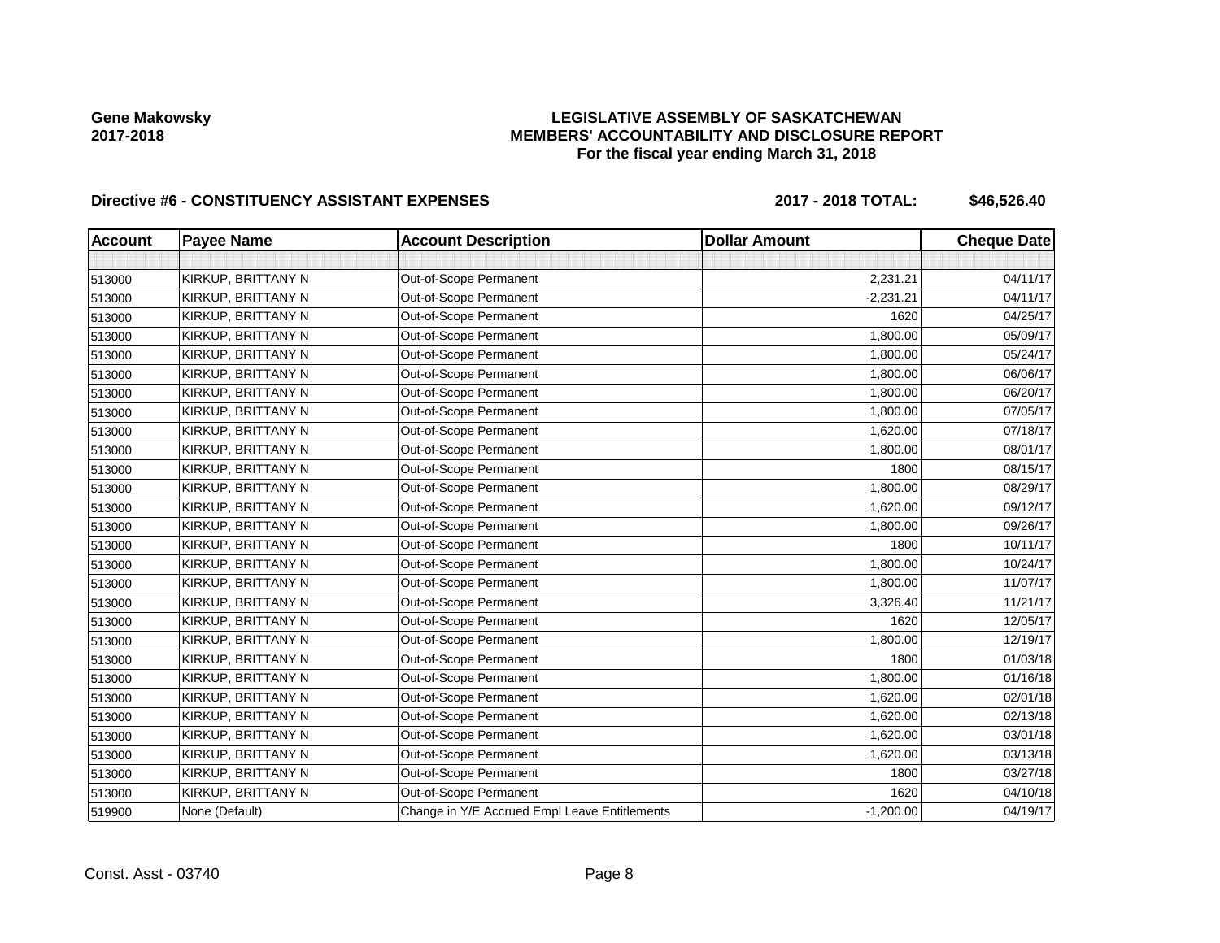**Gene Makowsky**
**2017-2018**

**LEGISLATIVE ASSEMBLY OF SASKATCHEWAN**
**MEMBERS' ACCOUNTABILITY AND DISCLOSURE REPORT**
**For the fiscal year ending March 31, 2018**

**Directive #6 - CONSTITUENCY ASSISTANT EXPENSES** **2017 - 2018 TOTAL: $46,526.40**

| Account | Payee Name | Account Description | Dollar Amount | Cheque Date |
|---|---|---|---|---|
| | | | | |
| 513000 | KIRKUP, BRITTANY N | Out-of-Scope Permanent | 2,231.21 | 04/11/17 |
| 513000 | KIRKUP, BRITTANY N | Out-of-Scope Permanent | -2,231.21 | 04/11/17 |
| 513000 | KIRKUP, BRITTANY N | Out-of-Scope Permanent | 1620 | 04/25/17 |
| 513000 | KIRKUP, BRITTANY N | Out-of-Scope Permanent | 1,800.00 | 05/09/17 |
| 513000 | KIRKUP, BRITTANY N | Out-of-Scope Permanent | 1,800.00 | 05/24/17 |
| 513000 | KIRKUP, BRITTANY N | Out-of-Scope Permanent | 1,800.00 | 06/06/17 |
| 513000 | KIRKUP, BRITTANY N | Out-of-Scope Permanent | 1,800.00 | 06/20/17 |
| 513000 | KIRKUP, BRITTANY N | Out-of-Scope Permanent | 1,800.00 | 07/05/17 |
| 513000 | KIRKUP, BRITTANY N | Out-of-Scope Permanent | 1,620.00 | 07/18/17 |
| 513000 | KIRKUP, BRITTANY N | Out-of-Scope Permanent | 1,800.00 | 08/01/17 |
| 513000 | KIRKUP, BRITTANY N | Out-of-Scope Permanent | 1800 | 08/15/17 |
| 513000 | KIRKUP, BRITTANY N | Out-of-Scope Permanent | 1,800.00 | 08/29/17 |
| 513000 | KIRKUP, BRITTANY N | Out-of-Scope Permanent | 1,620.00 | 09/12/17 |
| 513000 | KIRKUP, BRITTANY N | Out-of-Scope Permanent | 1,800.00 | 09/26/17 |
| 513000 | KIRKUP, BRITTANY N | Out-of-Scope Permanent | 1800 | 10/11/17 |
| 513000 | KIRKUP, BRITTANY N | Out-of-Scope Permanent | 1,800.00 | 10/24/17 |
| 513000 | KIRKUP, BRITTANY N | Out-of-Scope Permanent | 1,800.00 | 11/07/17 |
| 513000 | KIRKUP, BRITTANY N | Out-of-Scope Permanent | 3,326.40 | 11/21/17 |
| 513000 | KIRKUP, BRITTANY N | Out-of-Scope Permanent | 1620 | 12/05/17 |
| 513000 | KIRKUP, BRITTANY N | Out-of-Scope Permanent | 1,800.00 | 12/19/17 |
| 513000 | KIRKUP, BRITTANY N | Out-of-Scope Permanent | 1800 | 01/03/18 |
| 513000 | KIRKUP, BRITTANY N | Out-of-Scope Permanent | 1,800.00 | 01/16/18 |
| 513000 | KIRKUP, BRITTANY N | Out-of-Scope Permanent | 1,620.00 | 02/01/18 |
| 513000 | KIRKUP, BRITTANY N | Out-of-Scope Permanent | 1,620.00 | 02/13/18 |
| 513000 | KIRKUP, BRITTANY N | Out-of-Scope Permanent | 1,620.00 | 03/01/18 |
| 513000 | KIRKUP, BRITTANY N | Out-of-Scope Permanent | 1,620.00 | 03/13/18 |
| 513000 | KIRKUP, BRITTANY N | Out-of-Scope Permanent | 1800 | 03/27/18 |
| 513000 | KIRKUP, BRITTANY N | Out-of-Scope Permanent | 1620 | 04/10/18 |
| 519900 | None (Default) | Change in Y/E Accrued Empl Leave Entitlements | -1,200.00 | 04/19/17 |

Const. Asst - 03740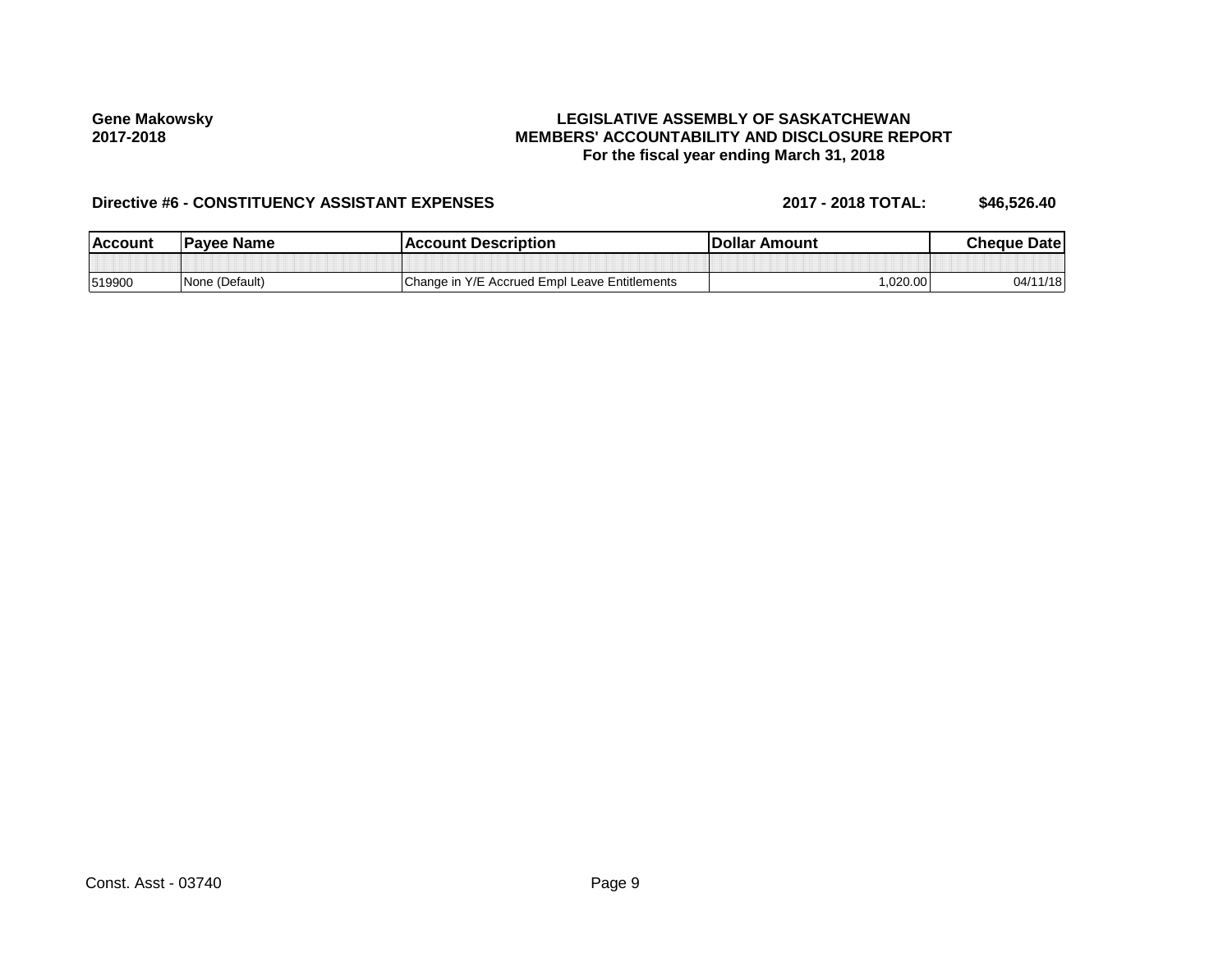Gene Makowsky
2017-2018

**LEGISLATIVE ASSEMBLY OF SASKATCHEWAN**
**MEMBERS' ACCOUNTABILITY AND DISCLOSURE REPORT**
**For the fiscal year ending March 31, 2018**

**Directive #6 - CONSTITUENCY ASSISTANT EXPENSES** **2017 - 2018 TOTAL: $46,526.40**

| Account | Payee Name | Account Description | Dollar Amount | Cheque Date |
|---|---|---|---|---|
| | | | | |
| 519900 | None (Default) | Change in Y/E Accrued Empl Leave Entitlements | 1,020.00 | 04/11/18 |

Const. Asst - 03740